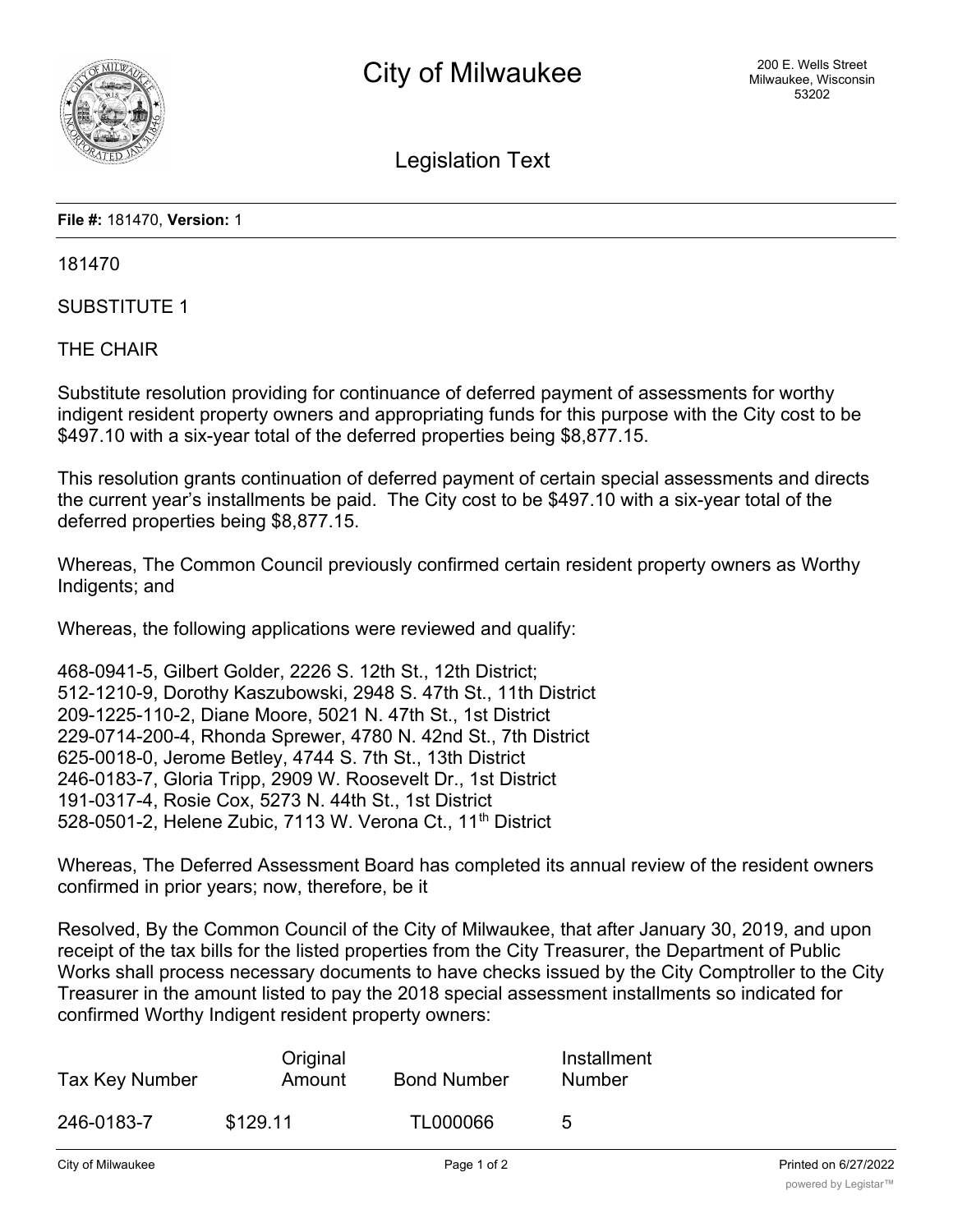# City of Milwaukee

200 E. Wells Street
Milwaukee, Wisconsin
53202

## Legislation Text

**File #:** 181470, **Version:** 1

181470

SUBSTITUTE 1

THE CHAIR

Substitute resolution providing for continuance of deferred payment of assessments for worthy indigent resident property owners and appropriating funds for this purpose with the City cost to be $497.10 with a six-year total of the deferred properties being $8,877.15.

This resolution grants continuation of deferred payment of certain special assessments and directs the current year's installments be paid. The City cost to be $497.10 with a six-year total of the deferred properties being $8,877.15.

Whereas, The Common Council previously confirmed certain resident property owners as Worthy Indigents; and

Whereas, the following applications were reviewed and qualify:

468-0941-5, Gilbert Golder, 2226 S. 12th St., 12th District;
512-1210-9, Dorothy Kaszubowski, 2948 S. 47th St., 11th District
209-1225-110-2, Diane Moore, 5021 N. 47th St., 1st District
229-0714-200-4, Rhonda Sprewer, 4780 N. 42nd St., 7th District
625-0018-0, Jerome Betley, 4744 S. 7th St., 13th District
246-0183-7, Gloria Tripp, 2909 W. Roosevelt Dr., 1st District
191-0317-4, Rosie Cox, 5273 N. 44th St., 1st District
528-0501-2, Helene Zubic, 7113 W. Verona Ct., 11th District

Whereas, The Deferred Assessment Board has completed its annual review of the resident owners confirmed in prior years; now, therefore, be it

Resolved, By the Common Council of the City of Milwaukee, that after January 30, 2019, and upon receipt of the tax bills for the listed properties from the City Treasurer, the Department of Public Works shall process necessary documents to have checks issued by the City Comptroller to the City Treasurer in the amount listed to pay the 2018 special assessment installments so indicated for confirmed Worthy Indigent resident property owners:

| Tax Key Number | Original Amount | Bond Number | Installment Number |
|---|---|---|---|
| 246-0183-7 | $129.11 | TL000066 | 5 |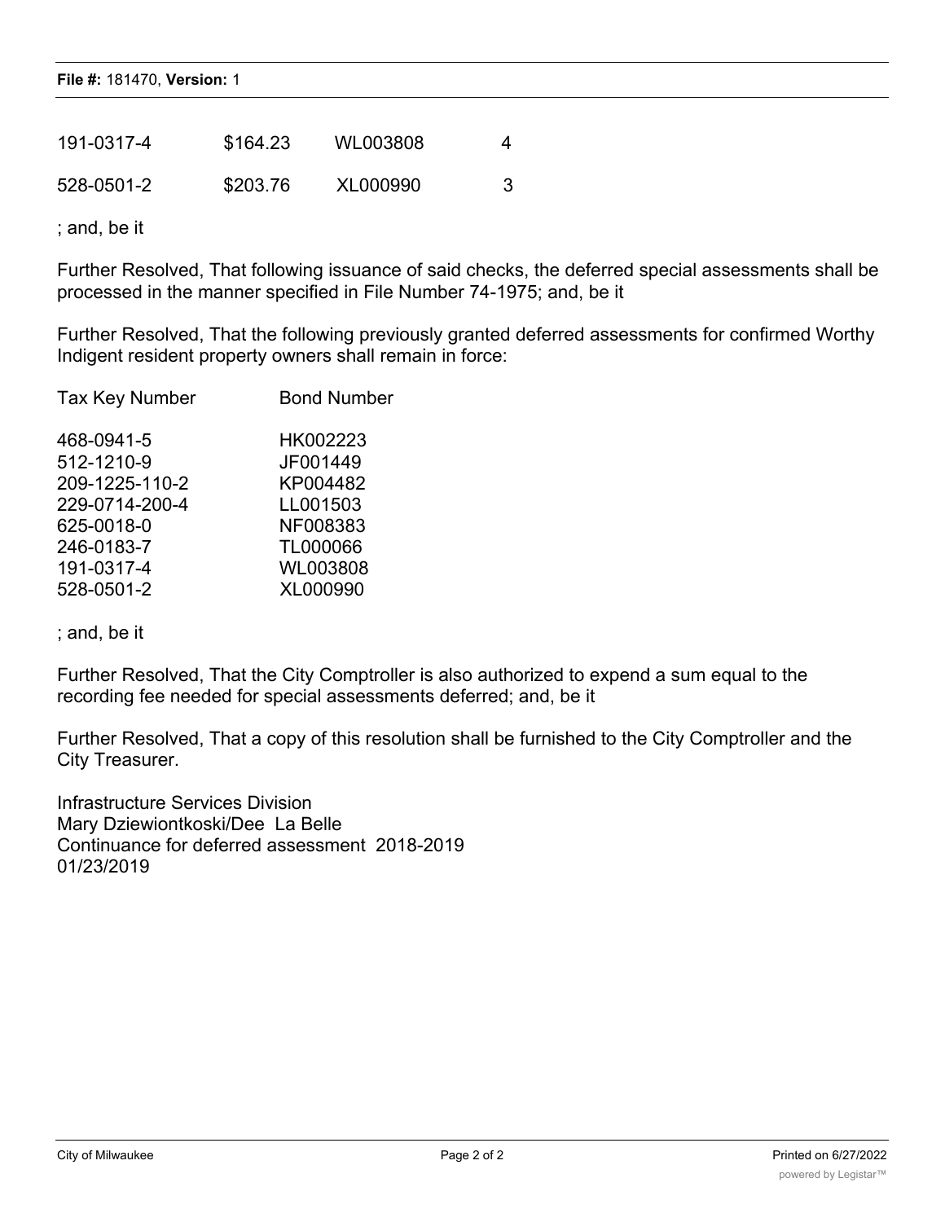| | | | |
|---|---|---|---|
| 191-0317-4 | $164.23 | WL003808 | 4 |
| 528-0501-2 | $203.76 | XL000990 | 3 |

; and, be it

Further Resolved, That following issuance of said checks, the deferred special assessments shall be processed in the manner specified in File Number 74-1975; and, be it

Further Resolved, That the following previously granted deferred assessments for confirmed Worthy Indigent resident property owners shall remain in force:

| Tax Key Number | Bond Number |
|---|---|
| 468-0941-5 | HK002223 |
| 512-1210-9 | JF001449 |
| 209-1225-110-2 | KP004482 |
| 229-0714-200-4 | LL001503 |
| 625-0018-0 | NF008383 |
| 246-0183-7 | TL000066 |
| 191-0317-4 | WL003808 |
| 528-0501-2 | XL000990 |

; and, be it

Further Resolved, That the City Comptroller is also authorized to expend a sum equal to the recording fee needed for special assessments deferred; and, be it

Further Resolved, That a copy of this resolution shall be furnished to the City Comptroller and the City Treasurer.

Infrastructure Services Division
Mary Dziewiontkoski/Dee La Belle
Continuance for deferred assessment 2018-2019
01/23/2019